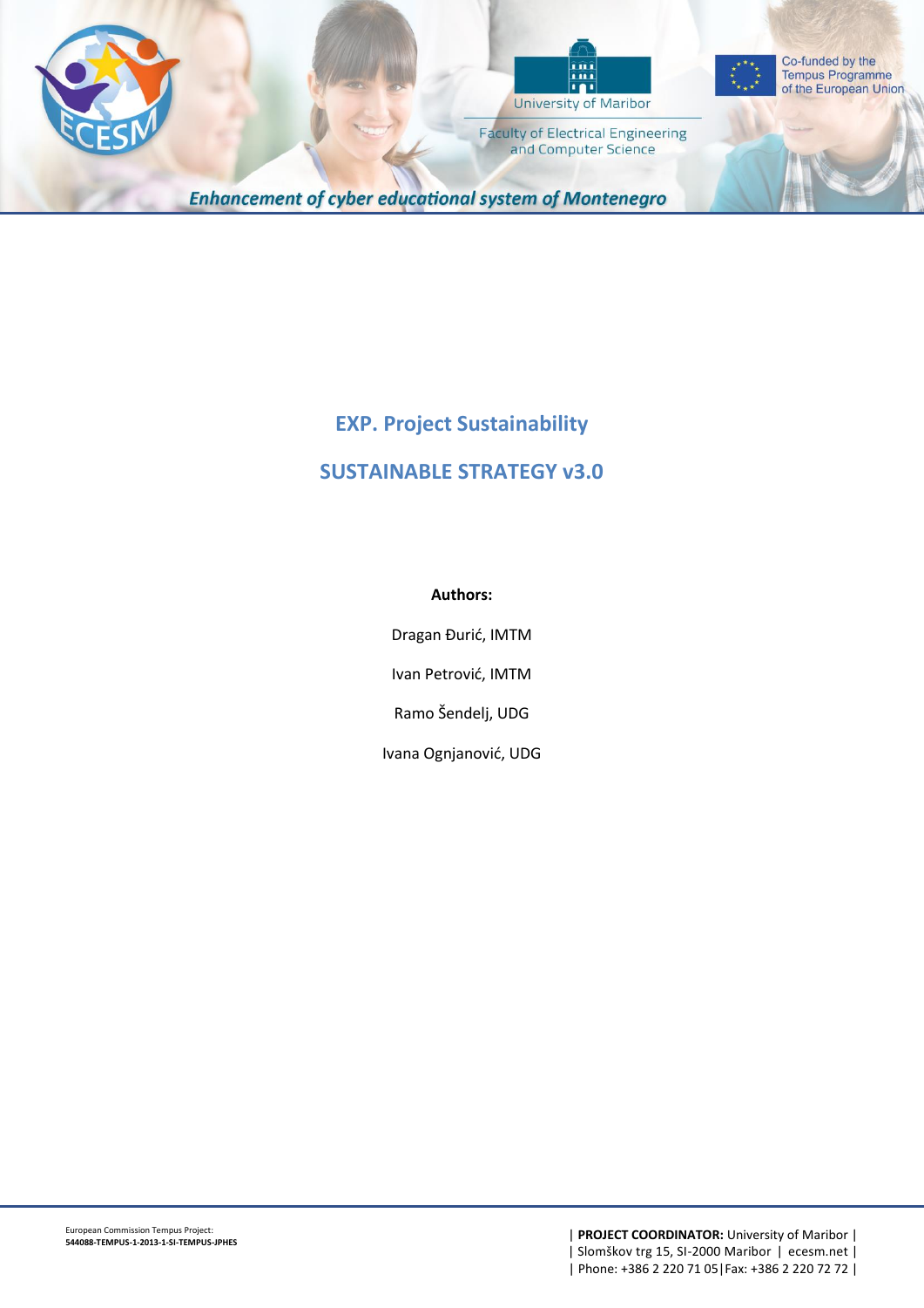# EXP. Project Sustainability

## SUSTAINABLE STRATEGY v3.0

**Authors:**

Dragan Đurić, IMTM

Ivan Petrović, IMTM

Ramo Šendelj, UDG

Ivana Ognjanović, UDG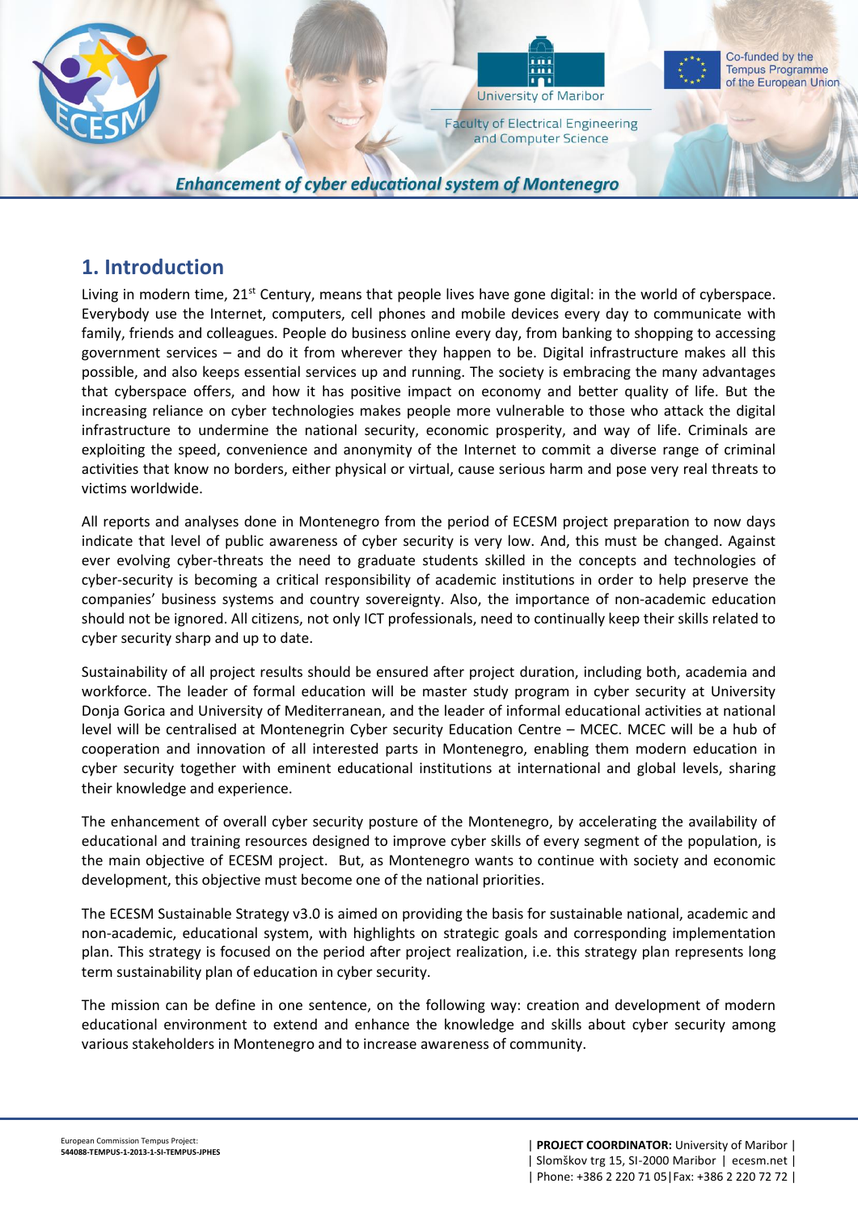## 1. Introduction

Living in modern time, 21st Century, means that people lives have gone digital: in the world of cyberspace. Everybody use the Internet, computers, cell phones and mobile devices every day to communicate with family, friends and colleagues. People do business online every day, from banking to shopping to accessing government services – and do it from wherever they happen to be. Digital infrastructure makes all this possible, and also keeps essential services up and running. The society is embracing the many advantages that cyberspace offers, and how it has positive impact on economy and better quality of life. But the increasing reliance on cyber technologies makes people more vulnerable to those who attack the digital infrastructure to undermine the national security, economic prosperity, and way of life. Criminals are exploiting the speed, convenience and anonymity of the Internet to commit a diverse range of criminal activities that know no borders, either physical or virtual, cause serious harm and pose very real threats to victims worldwide.

All reports and analyses done in Montenegro from the period of ECESM project preparation to now days indicate that level of public awareness of cyber security is very low. And, this must be changed. Against ever evolving cyber-threats the need to graduate students skilled in the concepts and technologies of cyber-security is becoming a critical responsibility of academic institutions in order to help preserve the companies' business systems and country sovereignty. Also, the importance of non-academic education should not be ignored. All citizens, not only ICT professionals, need to continually keep their skills related to cyber security sharp and up to date.

Sustainability of all project results should be ensured after project duration, including both, academia and workforce. The leader of formal education will be master study program in cyber security at University Donja Gorica and University of Mediterranean, and the leader of informal educational activities at national level will be centralised at Montenegrin Cyber security Education Centre – MCEC. MCEC will be a hub of cooperation and innovation of all interested parts in Montenegro, enabling them modern education in cyber security together with eminent educational institutions at international and global levels, sharing their knowledge and experience.

The enhancement of overall cyber security posture of the Montenegro, by accelerating the availability of educational and training resources designed to improve cyber skills of every segment of the population, is the main objective of ECESM project. But, as Montenegro wants to continue with society and economic development, this objective must become one of the national priorities.

The ECESM Sustainable Strategy v3.0 is aimed on providing the basis for sustainable national, academic and non-academic, educational system, with highlights on strategic goals and corresponding implementation plan. This strategy is focused on the period after project realization, i.e. this strategy plan represents long term sustainability plan of education in cyber security.

The mission can be define in one sentence, on the following way: creation and development of modern educational environment to extend and enhance the knowledge and skills about cyber security among various stakeholders in Montenegro and to increase awareness of community.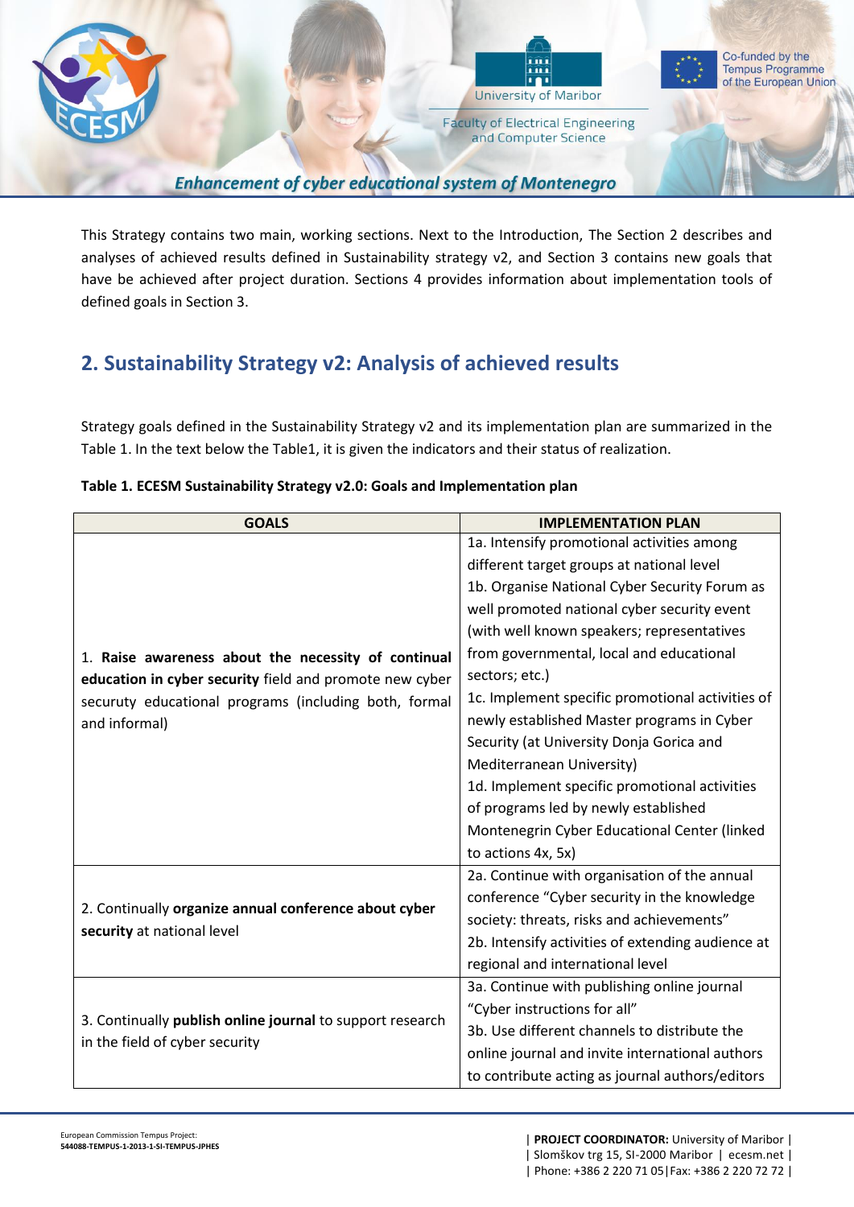This Strategy contains two main, working sections. Next to the Introduction, The Section 2 describes and analyses of achieved results defined in Sustainability strategy v2, and Section 3 contains new goals that have be achieved after project duration. Sections 4 provides information about implementation tools of defined goals in Section 3.

## 2. Sustainability Strategy v2: Analysis of achieved results

Strategy goals defined in the Sustainability Strategy v2 and its implementation plan are summarized in the Table 1. In the text below the Table1, it is given the indicators and their status of realization.

**Table 1. ECESM Sustainability Strategy v2.0: Goals and Implementation plan**

| GOALS | IMPLEMENTATION PLAN |
|---|---|
| 1. **Raise awareness about the necessity of continual education in cyber security** field and promote new cyber securuty educational programs (including both, formal and informal) | 1a. Intensify promotional activities among different target groups at national level<br>1b. Organise National Cyber Security Forum as well promoted national cyber security event (with well known speakers; representatives from governmental, local and educational sectors; etc.)<br>1c. Implement specific promotional activities of newly established Master programs in Cyber Security (at University Donja Gorica and Mediterranean University)<br>1d. Implement specific promotional activities of programs led by newly established Montenegrin Cyber Educational Center (linked to actions 4x, 5x) |
| 2. Continually **organize annual conference about cyber security** at national level | 2a. Continue with organisation of the annual conference "Cyber security in the knowledge society: threats, risks and achievements"<br>2b. Intensify activities of extending audience at regional and international level |
| 3. Continually **publish online journal** to support research in the field of cyber security | 3a. Continue with publishing online journal "Cyber instructions for all"<br>3b. Use different channels to distribute the online journal and invite international authors to contribute acting as journal authors/editors |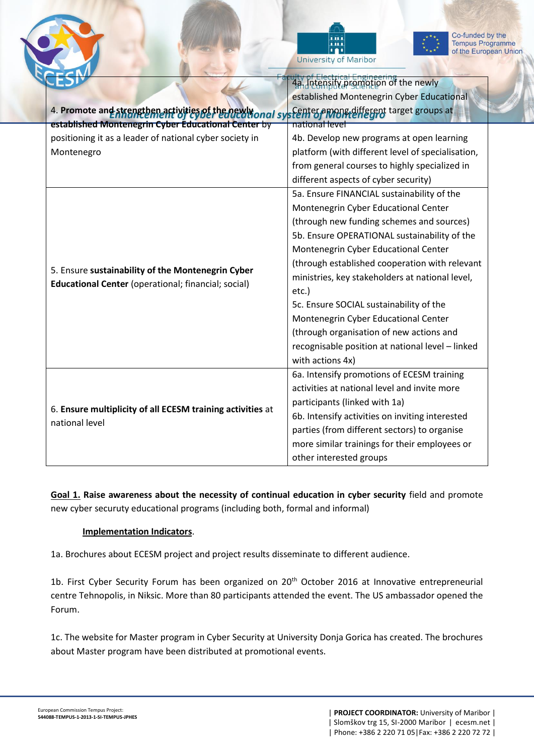| | |
|---|---|
| 4. **Promote and strengthen activities of the newly established Montenegrin Cyber Educational Center** by positioning it as a leader of national cyber society in Montenegro | 4a. Intensify promotion of the newly established Montenegrin Cyber Educational Center among different target groups at national level<br>4b. Develop new programs at open learning platform (with different level of specialisation, from general courses to highly specialized in different aspects of cyber security) |
| 5. Ensure **sustainability of the Montenegrin Cyber Educational Center** (operational; financial; social) | 5a. Ensure FINANCIAL sustainability of the Montenegrin Cyber Educational Center (through new funding schemes and sources)<br>5b. Ensure OPERATIONAL sustainability of the Montenegrin Cyber Educational Center (through established cooperation with relevant ministries, key stakeholders at national level, etc.)<br>5c. Ensure SOCIAL sustainability of the Montenegrin Cyber Educational Center (through organisation of new actions and recognisable position at national level – linked with actions 4x) |
| 6. **Ensure multiplicity of all ECESM training activities** at national level | 6a. Intensify promotions of ECESM training activities at national level and invite more participants (linked with 1a)<br>6b. Intensify activities on inviting interested parties (from different sectors) to organise more similar trainings for their employees or other interested groups |

**Goal 1. Raise awareness about the necessity of continual education in cyber security** field and promote new cyber securuty educational programs (including both, formal and informal)

**Implementation Indicators**.

1a. Brochures about ECESM project and project results disseminate to different audience.

1b. First Cyber Security Forum has been organized on 20th October 2016 at Innovative entrepreneurial centre Tehnopolis, in Niksic. More than 80 participants attended the event. The US ambassador opened the Forum.

1c. The website for Master program in Cyber Security at University Donja Gorica has created. The brochures about Master program have been distributed at promotional events.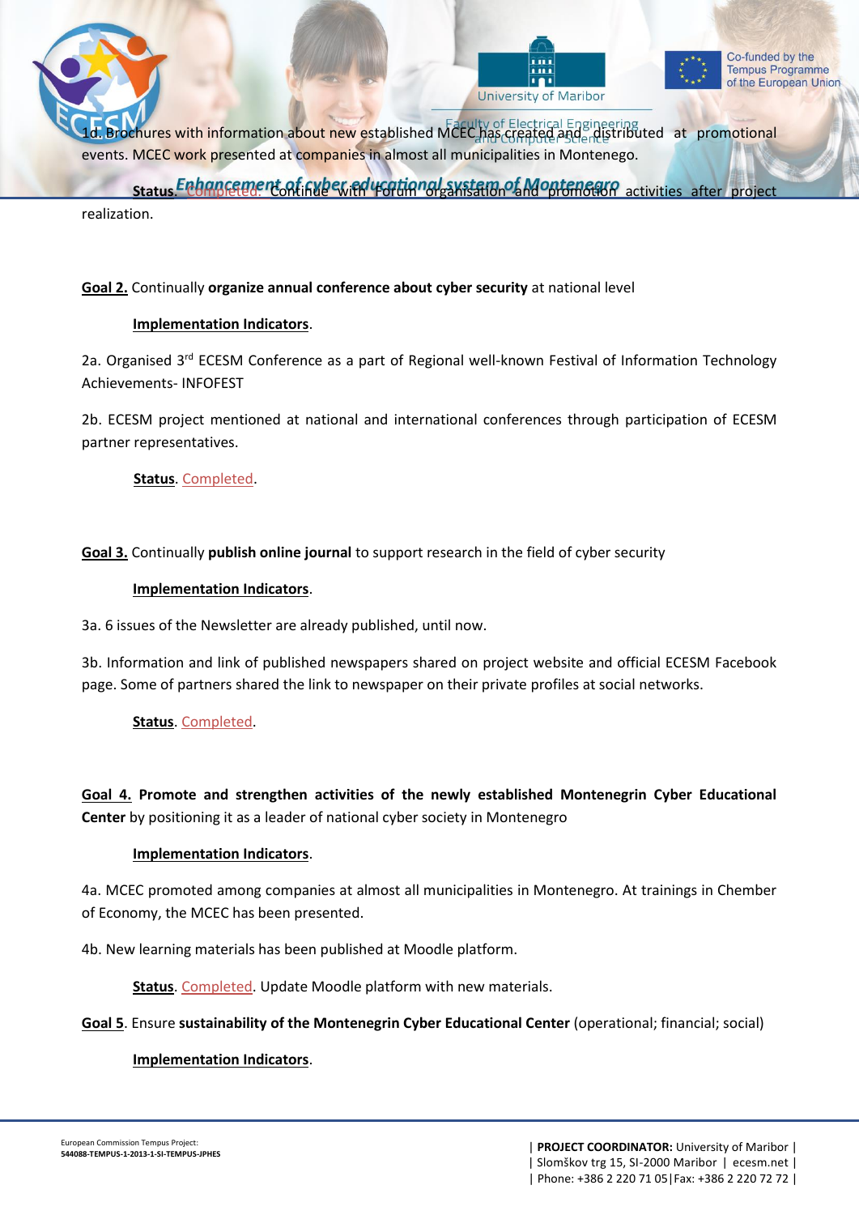1d. Brochures with information about new established MCEC has created and distributed at promotional events. MCEC work presented at companies in almost all municipalities in Montenego.

**Status**. Completed. Continue with Forum organisation and promotion activities after project realization.

**Goal 2.** Continually **organize annual conference about cyber security** at national level

**Implementation Indicators**.

2a. Organised 3rd ECESM Conference as a part of Regional well-known Festival of Information Technology Achievements- INFOFEST

2b. ECESM project mentioned at national and international conferences through participation of ECESM partner representatives.

**Status**. Completed.

**Goal 3.** Continually **publish online journal** to support research in the field of cyber security

**Implementation Indicators**.

3a. 6 issues of the Newsletter are already published, until now.

3b. Information and link of published newspapers shared on project website and official ECESM Facebook page. Some of partners shared the link to newspaper on their private profiles at social networks.

**Status**. Completed.

**Goal 4.** **Promote and strengthen activities of the newly established Montenegrin Cyber Educational Center** by positioning it as a leader of national cyber society in Montenegro

**Implementation Indicators**.

4a. MCEC promoted among companies at almost all municipalities in Montenegro. At trainings in Chember of Economy, the MCEC has been presented.

4b. New learning materials has been published at Moodle platform.

**Status**. Completed. Update Moodle platform with new materials.

**Goal 5**. Ensure **sustainability of the Montenegrin Cyber Educational Center** (operational; financial; social)

**Implementation Indicators**.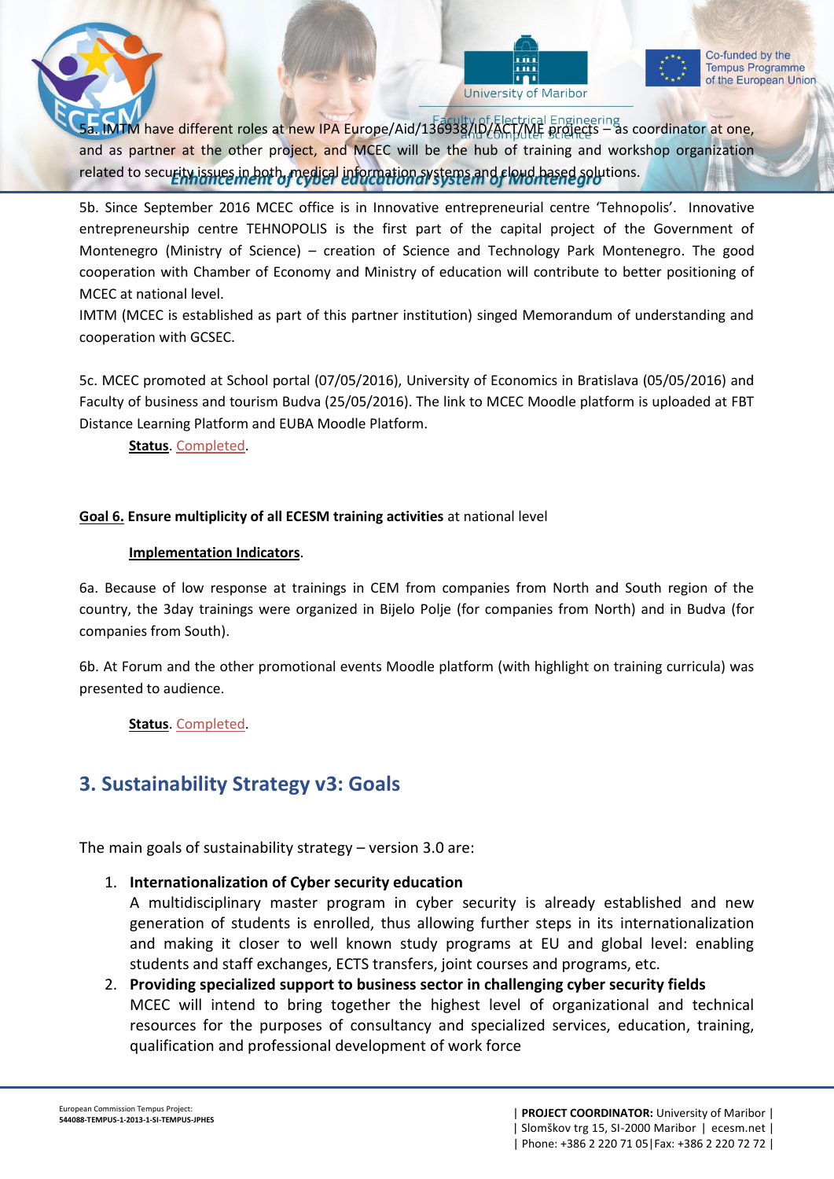5a. IMTM have different roles at new IPA Europe/Aid/136938/ID/ACT/ME projects – as coordinator at one, and as partner at the other project, and MCEC will be the hub of training and workshop organization related to security issues in both, medical information systems and cloud based solutions.

5b. Since September 2016 MCEC office is in Innovative entrepreneurial centre 'Tehnopolis'. Innovative entrepreneurship centre TEHNOPOLIS is the first part of the capital project of the Government of Montenegro (Ministry of Science) – creation of Science and Technology Park Montenegro. The good cooperation with Chamber of Economy and Ministry of education will contribute to better positioning of MCEC at national level.

IMTM (MCEC is established as part of this partner institution) singed Memorandum of understanding and cooperation with GCSEC.

5c. MCEC promoted at School portal (07/05/2016), University of Economics in Bratislava (05/05/2016) and Faculty of business and tourism Budva (25/05/2016). The link to MCEC Moodle platform is uploaded at FBT Distance Learning Platform and EUBA Moodle Platform.

**Status**. Completed.

**Goal 6. Ensure multiplicity of all ECESM training activities** at national level

**Implementation Indicators**.

6a. Because of low response at trainings in CEM from companies from North and South region of the country, the 3day trainings were organized in Bijelo Polje (for companies from North) and in Budva (for companies from South).

6b. At Forum and the other promotional events Moodle platform (with highlight on training curricula) was presented to audience.

**Status**. Completed.

## 3. Sustainability Strategy v3: Goals

The main goals of sustainability strategy – version 3.0 are:

1. **Internationalization of Cyber security education**
   A multidisciplinary master program in cyber security is already established and new generation of students is enrolled, thus allowing further steps in its internationalization and making it closer to well known study programs at EU and global level: enabling students and staff exchanges, ECTS transfers, joint courses and programs, etc.
2. **Providing specialized support to business sector in challenging cyber security fields**
   MCEC will intend to bring together the highest level of organizational and technical resources for the purposes of consultancy and specialized services, education, training, qualification and professional development of work force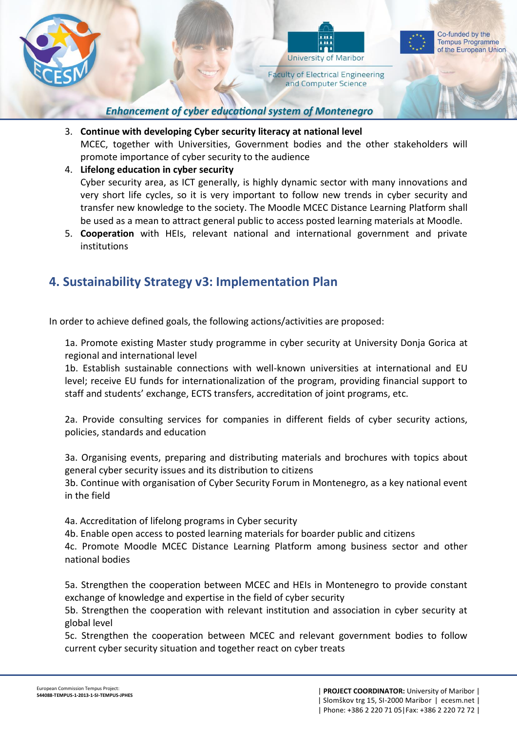3. **Continue with developing Cyber security literacy at national level**
   MCEC, together with Universities, Government bodies and the other stakeholders will promote importance of cyber security to the audience
4. **Lifelong education in cyber security**
   Cyber security area, as ICT generally, is highly dynamic sector with many innovations and very short life cycles, so it is very important to follow new trends in cyber security and transfer new knowledge to the society. The Moodle MCEC Distance Learning Platform shall be used as a mean to attract general public to access posted learning materials at Moodle.
5. **Cooperation** with HEIs, relevant national and international government and private institutions

## 4. Sustainability Strategy v3: Implementation Plan

In order to achieve defined goals, the following actions/activities are proposed:

1a. Promote existing Master study programme in cyber security at University Donja Gorica at regional and international level
1b. Establish sustainable connections with well-known universities at international and EU level; receive EU funds for internationalization of the program, providing financial support to staff and students' exchange, ECTS transfers, accreditation of joint programs, etc.

2a. Provide consulting services for companies in different fields of cyber security actions, policies, standards and education

3a. Organising events, preparing and distributing materials and brochures with topics about general cyber security issues and its distribution to citizens
3b. Continue with organisation of Cyber Security Forum in Montenegro, as a key national event in the field

4a. Accreditation of lifelong programs in Cyber security
4b. Enable open access to posted learning materials for boarder public and citizens
4c. Promote Moodle MCEC Distance Learning Platform among business sector and other national bodies

5a. Strengthen the cooperation between MCEC and HEIs in Montenegro to provide constant exchange of knowledge and expertise in the field of cyber security
5b. Strengthen the cooperation with relevant institution and association in cyber security at global level
5c. Strengthen the cooperation between MCEC and relevant government bodies to follow current cyber security situation and together react on cyber treats